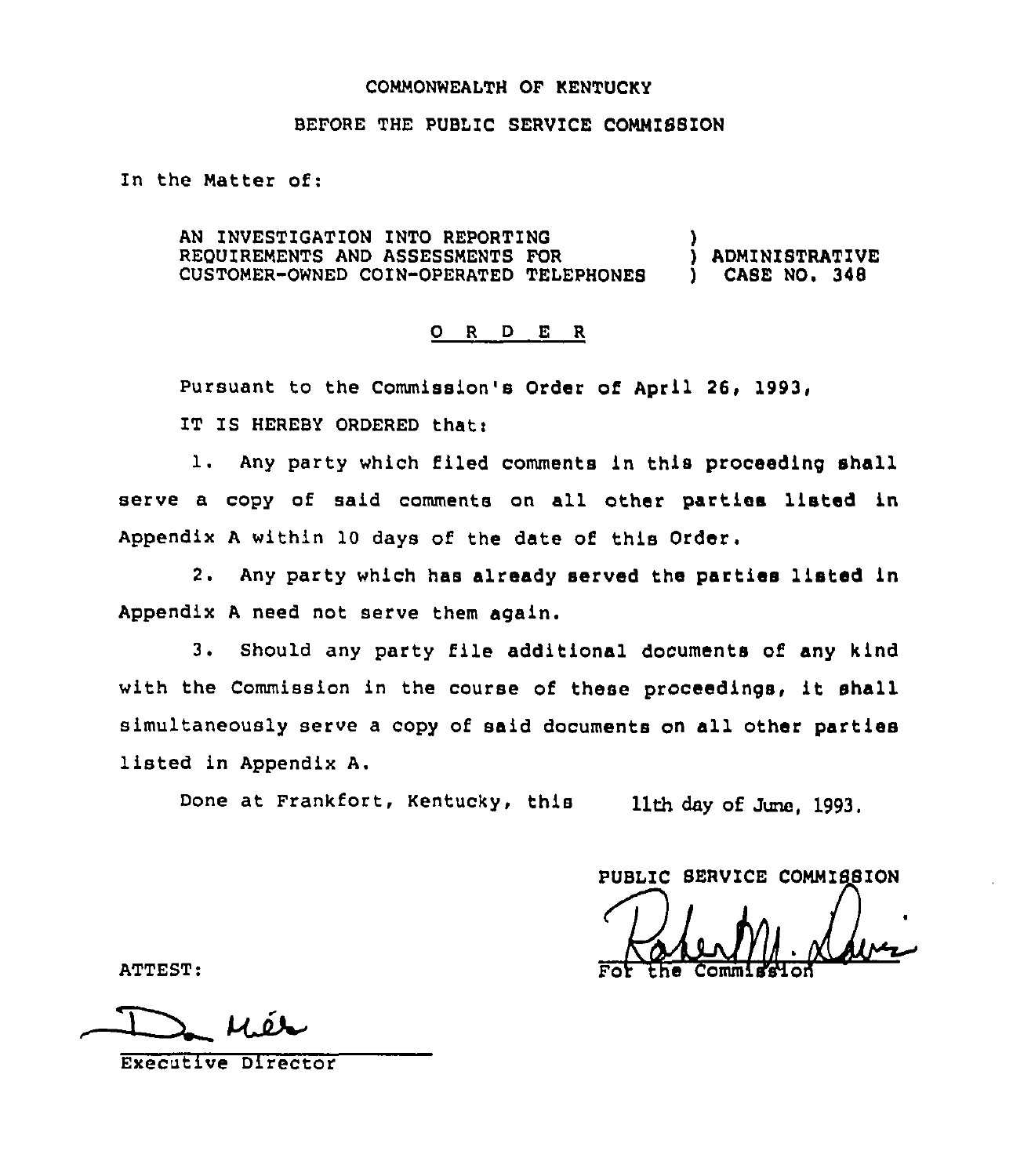COMMONWEALTH OF KENTUCKY

BEFORE THE PUBLIC SERVICE COMMISSION

In the Matter of:

| | |
|---|---|
| AN INVESTIGATION INTO REPORTING REQUIREMENTS AND ASSESSMENTS FOR CUSTOMER-OWNED COIN-OPERATED TELEPHONES | ) ADMINISTRATIVE ) CASE NO. 348 |

O R D E R

Pursuant to the Commission's Order of April 26, 1993,

IT IS HEREBY ORDERED that:

1. Any party which filed comments in this proceeding shall serve a copy of said comments on all other parties listed in Appendix A within 10 days of the date of this Order.

2. Any party which has already served the parties listed in Appendix A need not serve them again.

3. Should any party file additional documents of any kind with the Commission in the course of these proceedings, it shall simultaneously serve a copy of said documents on all other parties listed in Appendix A.

Done at Frankfort, Kentucky, this 11th day of June, 1993.

PUBLIC SERVICE COMMISSION

For the Commission

ATTEST:

Executive Director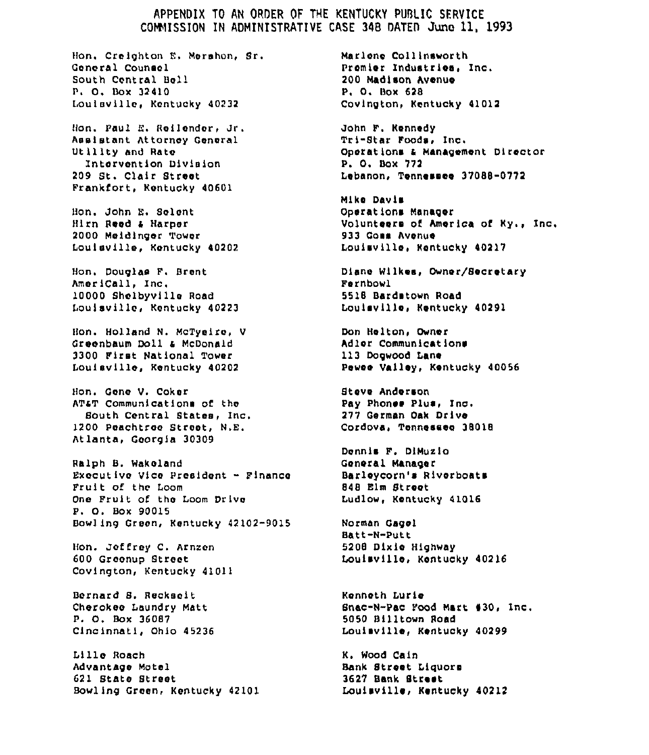APPENDIX TO AN ORDER OF THE KENTUCKY PUBLIC SERVICE COMMISSION IN ADMINISTRATIVE CASE 348 DATED June 11, 1993

Hon. Creighton E. Mershon, Sr.
General Counsel
South Central Bell
P. O. Box 32410
Louisville, Kentucky 40232

Hon. Paul E. Reilender, Jr.
Assistant Attorney General
Utility and Rate
Intervention Division
209 St. Clair Street
Frankfort, Kentucky 40601

Hon. John E. Selent
Hirn Reed & Harper
2000 Meidinger Tower
Louisville, Kentucky 40202

Hon. Douglas F. Brent
AmeriCall, Inc.
10000 Shelbyville Road
Louisville, Kentucky 40223

Hon. Holland N. McTyeire, V
Greenbaum Doll & McDonald
3300 First National Tower
Louisville, Kentucky 40202

Hon. Gene V. Coker
AT&T Communications of the
South Central States, Inc.
1200 Peachtree Street, N.E.
Atlanta, Georgia 30309

Ralph B. Wakeland
Executive Vice President - Finance
Fruit of the Loom
One Fruit of the Loom Drive
P. O. Box 90015
Bowling Green, Kentucky 42102-9015

Hon. Jeffrey C. Arnzen
600 Greenup Street
Covington, Kentucky 41011

Bernard S. Reckseit
Cherokee Laundry Matt
P. O. Box 36087
Cincinnati, Ohio 45236

Lille Roach
Advantage Motel
621 State Street
Bowling Green, Kentucky 42101

Marlene Collinsworth
Premier Industries, Inc.
200 Madison Avenue
P. O. Box 628
Covington, Kentucky 41012

John F. Kennedy
Tri-Star Foods, Inc.
Operations & Management Director
P. O. Box 772
Lebanon, Tennessee 37088-0772

Mike Davis
Operations Manager
Volunteers of America of Ky., Inc.
933 Goss Avenue
Louisville, Kentucky 40217

Diane Wilkes, Owner/Secretary
Fernbowl
5518 Bardstown Road
Louisville, Kentucky 40291

Don Helton, Owner
Adler Communications
113 Dogwood Lane
Pewee Valley, Kentucky 40056

Steve Anderson
Pay Phones Plus, Inc.
277 German Oak Drive
Cordova, Tennessee 38018

Dennis F. DiMuzio
General Manager
Barleycorn's Riverboats
848 Elm Street
Ludlow, Kentucky 41016

Norman Gagel
Batt-N-Putt
5208 Dixie Highway
Louisville, Kentucky 40216

Kenneth Lurie
Snac-N-Pac Food Mart #30, Inc.
5050 Billtown Road
Louisville, Kentucky 40299

K. Wood Cain
Bank Street Liquors
3627 Bank Street
Louisville, Kentucky 40212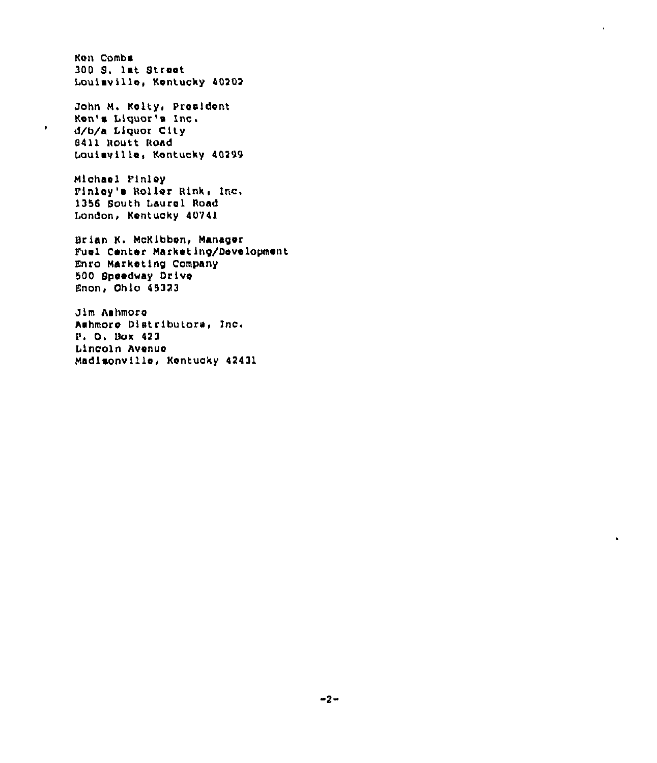Ken Combs
300 S. 1st Street
Louisville, Kentucky 40202

John M. Kelty, President
Ken's Liquor's Inc.
d/b/a Liquor City
8411 Routt Road
Louisville, Kentucky 40299

Michael Finley
Finley's Roller Rink, Inc.
1356 South Laurel Road
London, Kentucky 40741

Brian K. McKibben, Manager
Fuel Center Marketing/Development
Enro Marketing Company
500 Speedway Drive
Enon, Ohio 45323

Jim Ashmore
Ashmore Distributors, Inc.
P. O. Box 423
Lincoln Avenue
Madisonville, Kentucky 42431